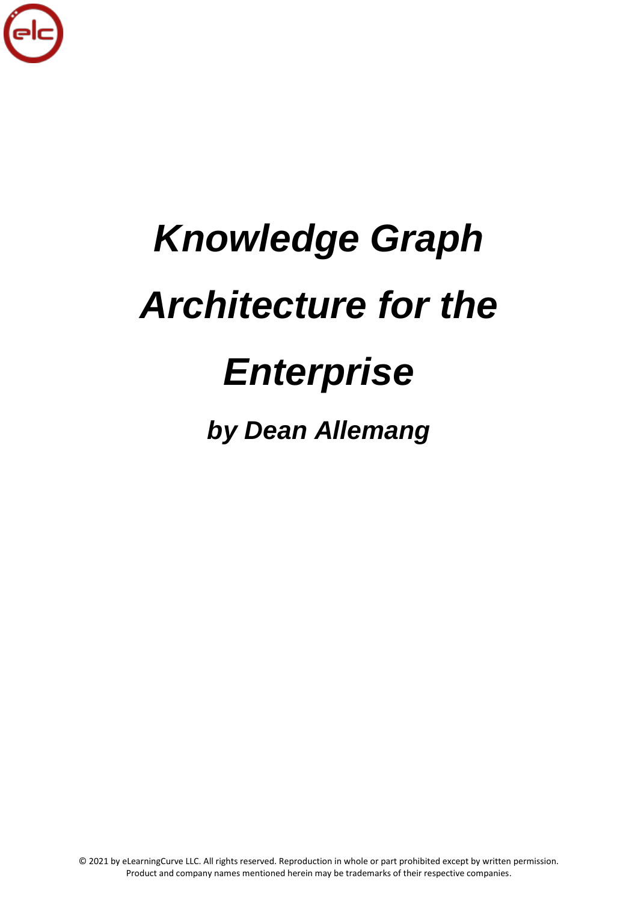# *Knowledge Graph Architecture for the Enterprise*

## *by Dean Allemang*

© 2021 by eLearningCurve LLC. All rights reserved. Reproduction in whole or part prohibited except by written permission. Product and company names mentioned herein may be trademarks of their respective companies.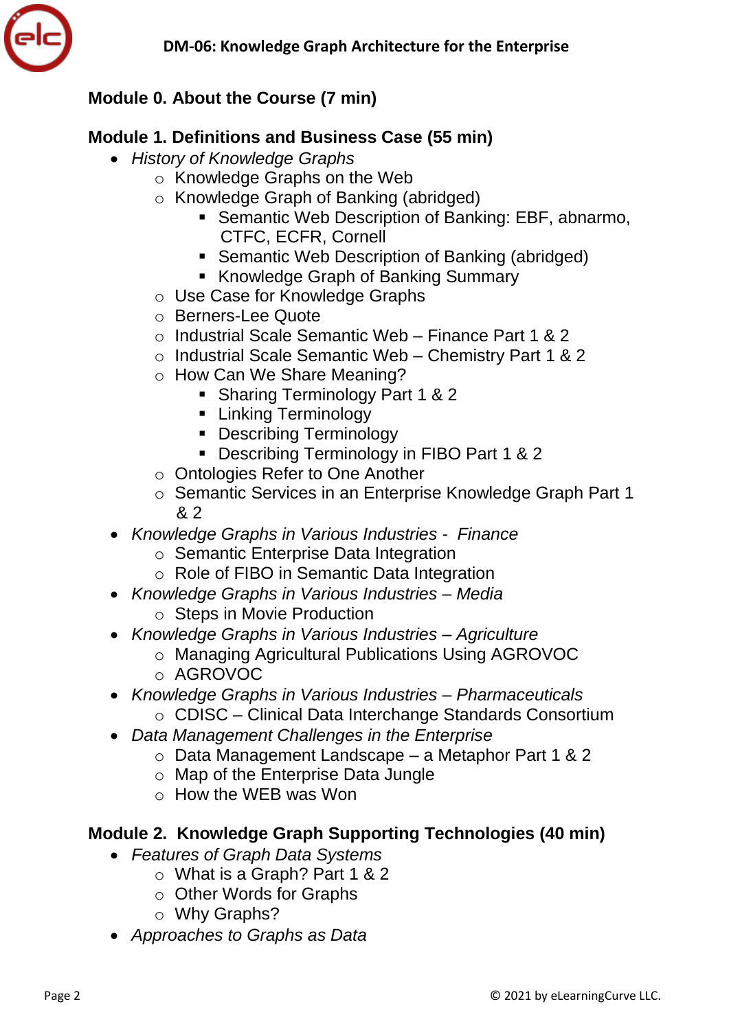## Module 0. About the Course (7 min)

## Module 1. Definitions and Business Case (55 min)

- *History of Knowledge Graphs*
  - Knowledge Graphs on the Web
  - Knowledge Graph of Banking (abridged)
    - Semantic Web Description of Banking: EBF, abnarmo, CTFC, ECFR, Cornell
    - Semantic Web Description of Banking (abridged)
    - Knowledge Graph of Banking Summary
  - Use Case for Knowledge Graphs
  - Berners-Lee Quote
  - Industrial Scale Semantic Web – Finance Part 1 & 2
  - Industrial Scale Semantic Web – Chemistry Part 1 & 2
  - How Can We Share Meaning?
    - Sharing Terminology Part 1 & 2
    - Linking Terminology
    - Describing Terminology
    - Describing Terminology in FIBO Part 1 & 2
  - Ontologies Refer to One Another
  - Semantic Services in an Enterprise Knowledge Graph Part 1 & 2
- *Knowledge Graphs in Various Industries - Finance*
  - Semantic Enterprise Data Integration
  - Role of FIBO in Semantic Data Integration
- *Knowledge Graphs in Various Industries – Media*
  - Steps in Movie Production
- *Knowledge Graphs in Various Industries – Agriculture*
  - Managing Agricultural Publications Using AGROVOC
  - AGROVOC
- *Knowledge Graphs in Various Industries – Pharmaceuticals*
  - CDISC – Clinical Data Interchange Standards Consortium
- *Data Management Challenges in the Enterprise*
  - Data Management Landscape – a Metaphor Part 1 & 2
  - Map of the Enterprise Data Jungle
  - How the WEB was Won

## Module 2. Knowledge Graph Supporting Technologies (40 min)

- *Features of Graph Data Systems*
  - What is a Graph? Part 1 & 2
  - Other Words for Graphs
  - Why Graphs?
- *Approaches to Graphs as Data*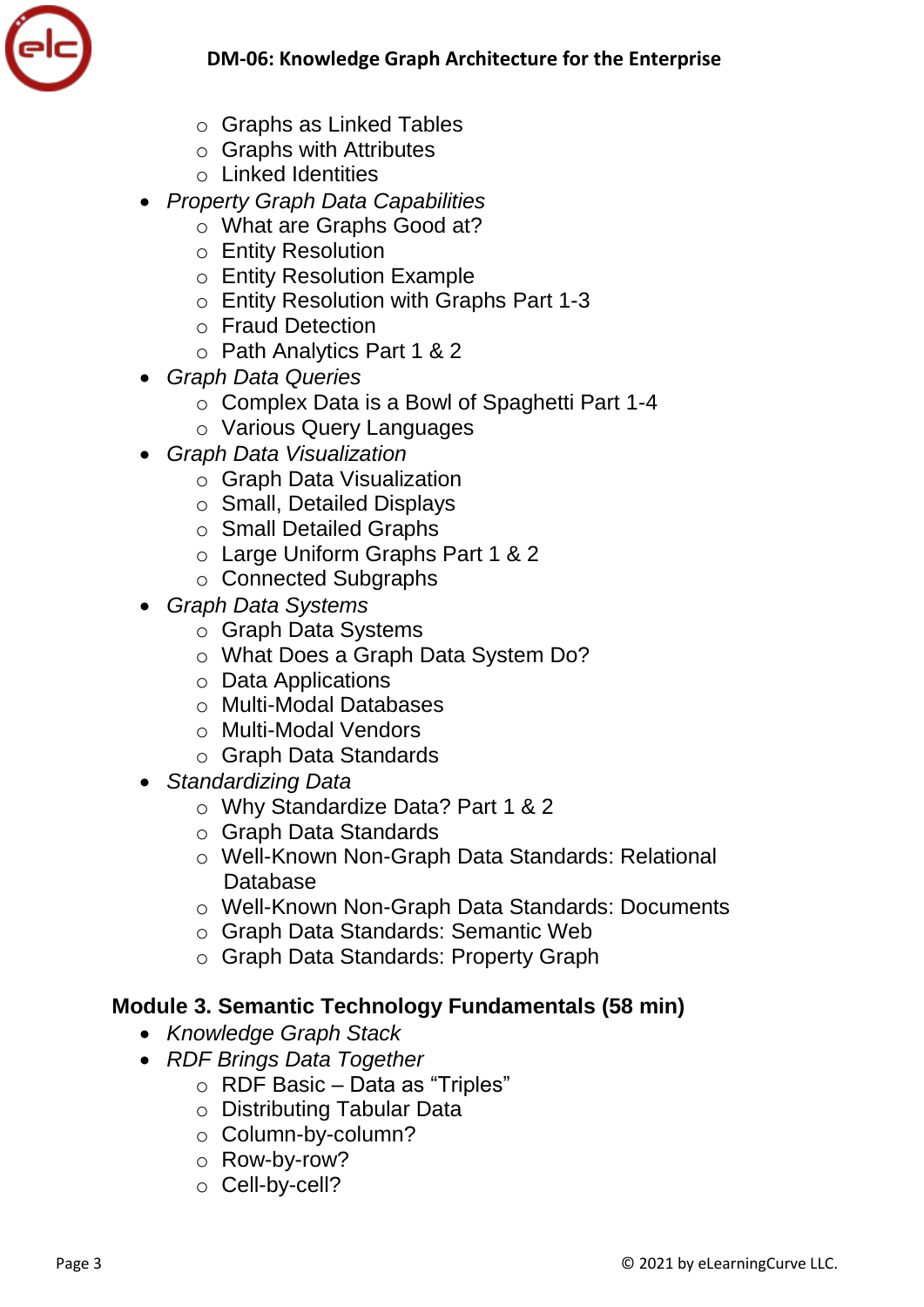- Graphs as Linked Tables
  - Graphs with Attributes
  - Linked Identities
- *Property Graph Data Capabilities*
  - What are Graphs Good at?
  - Entity Resolution
  - Entity Resolution Example
  - Entity Resolution with Graphs Part 1-3
  - Fraud Detection
  - Path Analytics Part 1 & 2
- *Graph Data Queries*
  - Complex Data is a Bowl of Spaghetti Part 1-4
  - Various Query Languages
- *Graph Data Visualization*
  - Graph Data Visualization
  - Small, Detailed Displays
  - Small Detailed Graphs
  - Large Uniform Graphs Part 1 & 2
  - Connected Subgraphs
- *Graph Data Systems*
  - Graph Data Systems
  - What Does a Graph Data System Do?
  - Data Applications
  - Multi-Modal Databases
  - Multi-Modal Vendors
  - Graph Data Standards
- *Standardizing Data*
  - Why Standardize Data? Part 1 & 2
  - Graph Data Standards
  - Well-Known Non-Graph Data Standards: Relational Database
  - Well-Known Non-Graph Data Standards: Documents
  - Graph Data Standards: Semantic Web
  - Graph Data Standards: Property Graph

## Module 3. Semantic Technology Fundamentals (58 min)

- *Knowledge Graph Stack*
- *RDF Brings Data Together*
  - RDF Basic – Data as "Triples"
  - Distributing Tabular Data
  - Column-by-column?
  - Row-by-row?
  - Cell-by-cell?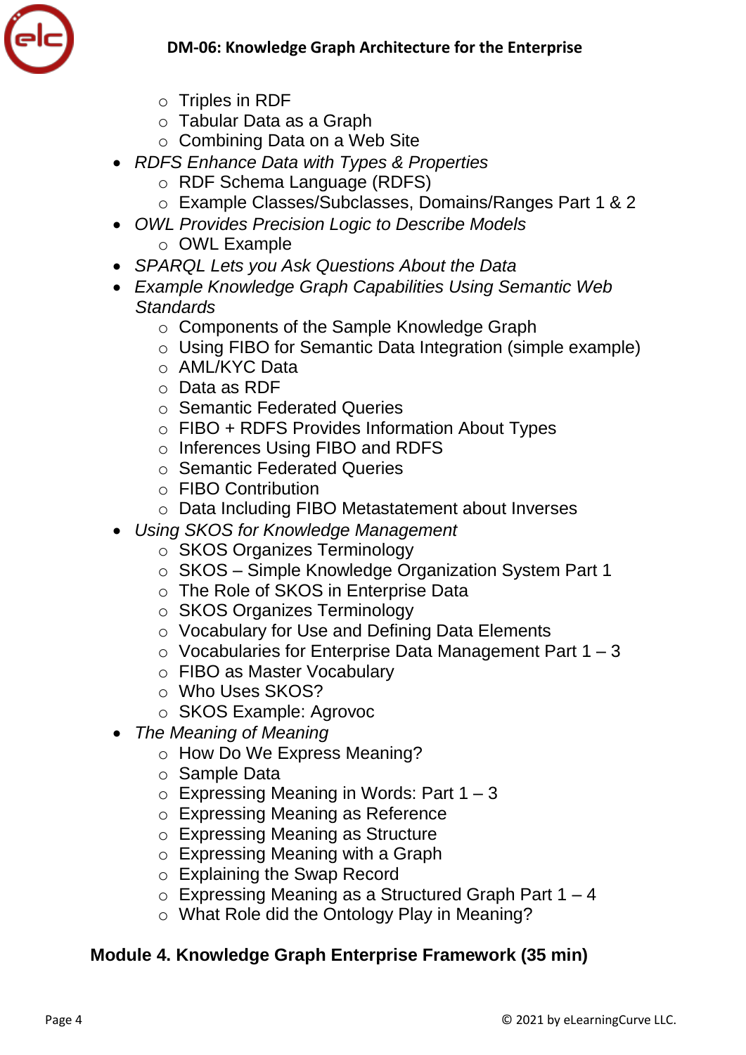- Triples in RDF
    - Tabular Data as a Graph
    - Combining Data on a Web Site
- *RDFS Enhance Data with Types & Properties*
    - RDF Schema Language (RDFS)
    - Example Classes/Subclasses, Domains/Ranges Part 1 & 2
- *OWL Provides Precision Logic to Describe Models*
    - OWL Example
- *SPARQL Lets you Ask Questions About the Data*
- *Example Knowledge Graph Capabilities Using Semantic Web Standards*
    - Components of the Sample Knowledge Graph
    - Using FIBO for Semantic Data Integration (simple example)
    - AML/KYC Data
    - Data as RDF
    - Semantic Federated Queries
    - FIBO + RDFS Provides Information About Types
    - Inferences Using FIBO and RDFS
    - Semantic Federated Queries
    - FIBO Contribution
    - Data Including FIBO Metastatement about Inverses
- *Using SKOS for Knowledge Management*
    - SKOS Organizes Terminology
    - SKOS – Simple Knowledge Organization System Part 1
    - The Role of SKOS in Enterprise Data
    - SKOS Organizes Terminology
    - Vocabulary for Use and Defining Data Elements
    - Vocabularies for Enterprise Data Management Part 1 – 3
    - FIBO as Master Vocabulary
    - Who Uses SKOS?
    - SKOS Example: Agrovoc
- *The Meaning of Meaning*
    - How Do We Express Meaning?
    - Sample Data
    - Expressing Meaning in Words: Part 1 – 3
    - Expressing Meaning as Reference
    - Expressing Meaning as Structure
    - Expressing Meaning with a Graph
    - Explaining the Swap Record
    - Expressing Meaning as a Structured Graph Part 1 – 4
    - What Role did the Ontology Play in Meaning?

## Module 4. Knowledge Graph Enterprise Framework (35 min)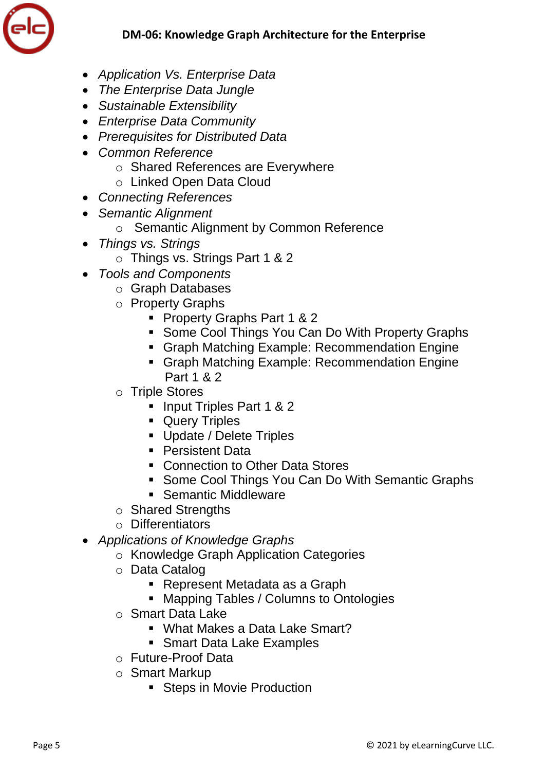- *Application Vs. Enterprise Data*
- *The Enterprise Data Jungle*
- *Sustainable Extensibility*
- *Enterprise Data Community*
- *Prerequisites for Distributed Data*
- *Common Reference*
  - Shared References are Everywhere
  - Linked Open Data Cloud
- *Connecting References*
- *Semantic Alignment*
  - Semantic Alignment by Common Reference
- *Things vs. Strings*
  - Things vs. Strings Part 1 & 2
- *Tools and Components*
  - Graph Databases
  - Property Graphs
    - Property Graphs Part 1 & 2
    - Some Cool Things You Can Do With Property Graphs
    - Graph Matching Example: Recommendation Engine
    - Graph Matching Example: Recommendation Engine Part 1 & 2
  - Triple Stores
    - Input Triples Part 1 & 2
    - Query Triples
    - Update / Delete Triples
    - Persistent Data
    - Connection to Other Data Stores
    - Some Cool Things You Can Do With Semantic Graphs
    - Semantic Middleware
  - Shared Strengths
  - Differentiators
- *Applications of Knowledge Graphs*
  - Knowledge Graph Application Categories
  - Data Catalog
    - Represent Metadata as a Graph
    - Mapping Tables / Columns to Ontologies
  - Smart Data Lake
    - What Makes a Data Lake Smart?
    - Smart Data Lake Examples
  - Future-Proof Data
  - Smart Markup
    - Steps in Movie Production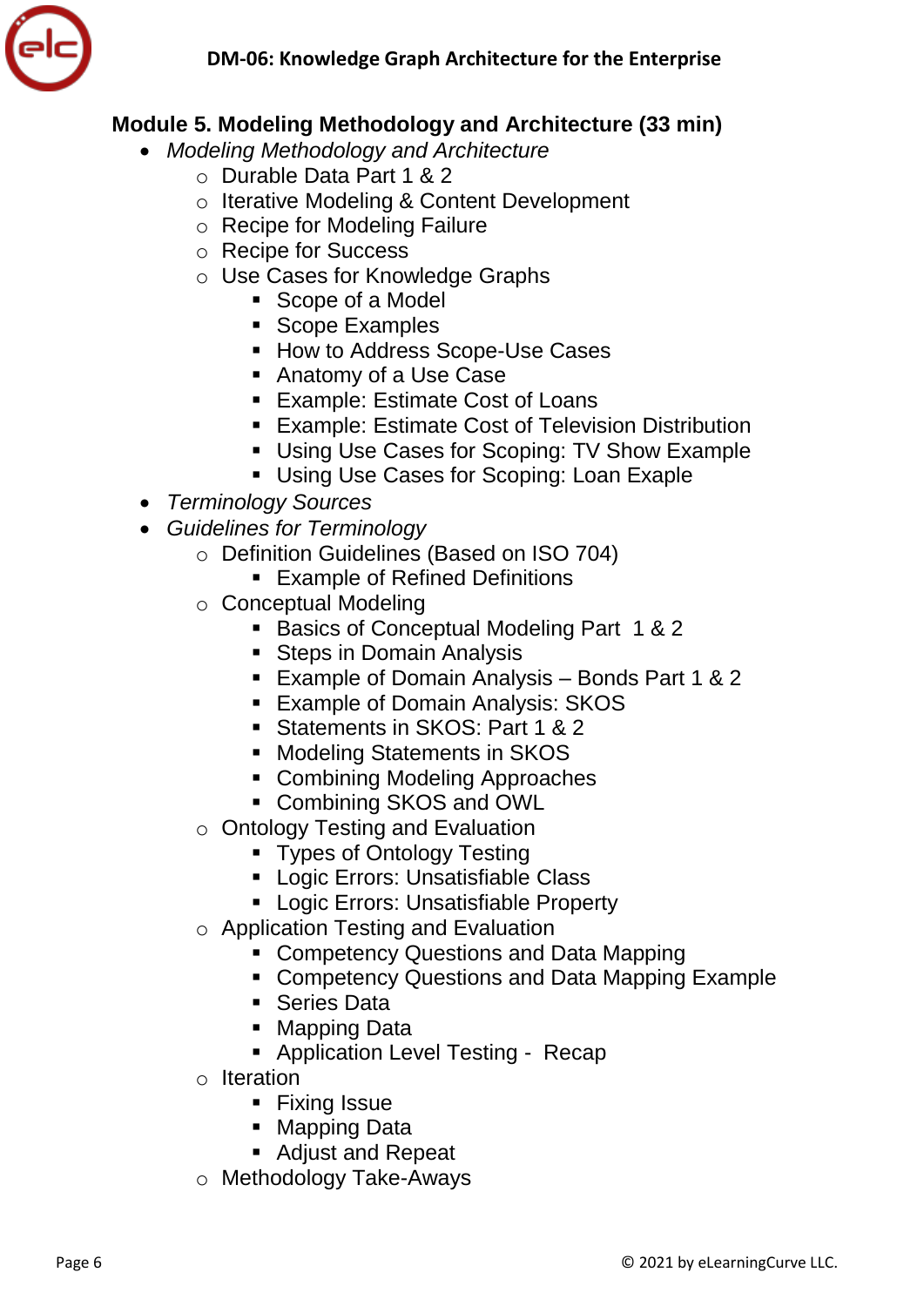## Module 5. Modeling Methodology and Architecture (33 min)

- *Modeling Methodology and Architecture*
  - Durable Data Part 1 & 2
  - Iterative Modeling & Content Development
  - Recipe for Modeling Failure
  - Recipe for Success
  - Use Cases for Knowledge Graphs
    - Scope of a Model
    - Scope Examples
    - How to Address Scope-Use Cases
    - Anatomy of a Use Case
    - Example: Estimate Cost of Loans
    - Example: Estimate Cost of Television Distribution
    - Using Use Cases for Scoping: TV Show Example
    - Using Use Cases for Scoping: Loan Exaple
- *Terminology Sources*
- *Guidelines for Terminology*
  - Definition Guidelines (Based on ISO 704)
    - Example of Refined Definitions
  - Conceptual Modeling
    - Basics of Conceptual Modeling Part 1 & 2
    - Steps in Domain Analysis
    - Example of Domain Analysis – Bonds Part 1 & 2
    - Example of Domain Analysis: SKOS
    - Statements in SKOS: Part 1 & 2
    - Modeling Statements in SKOS
    - Combining Modeling Approaches
    - Combining SKOS and OWL
  - Ontology Testing and Evaluation
    - Types of Ontology Testing
    - Logic Errors: Unsatisfiable Class
    - Logic Errors: Unsatisfiable Property
  - Application Testing and Evaluation
    - Competency Questions and Data Mapping
    - Competency Questions and Data Mapping Example
    - Series Data
    - Mapping Data
    - Application Level Testing - Recap
  - Iteration
    - Fixing Issue
    - Mapping Data
    - Adjust and Repeat
  - Methodology Take-Aways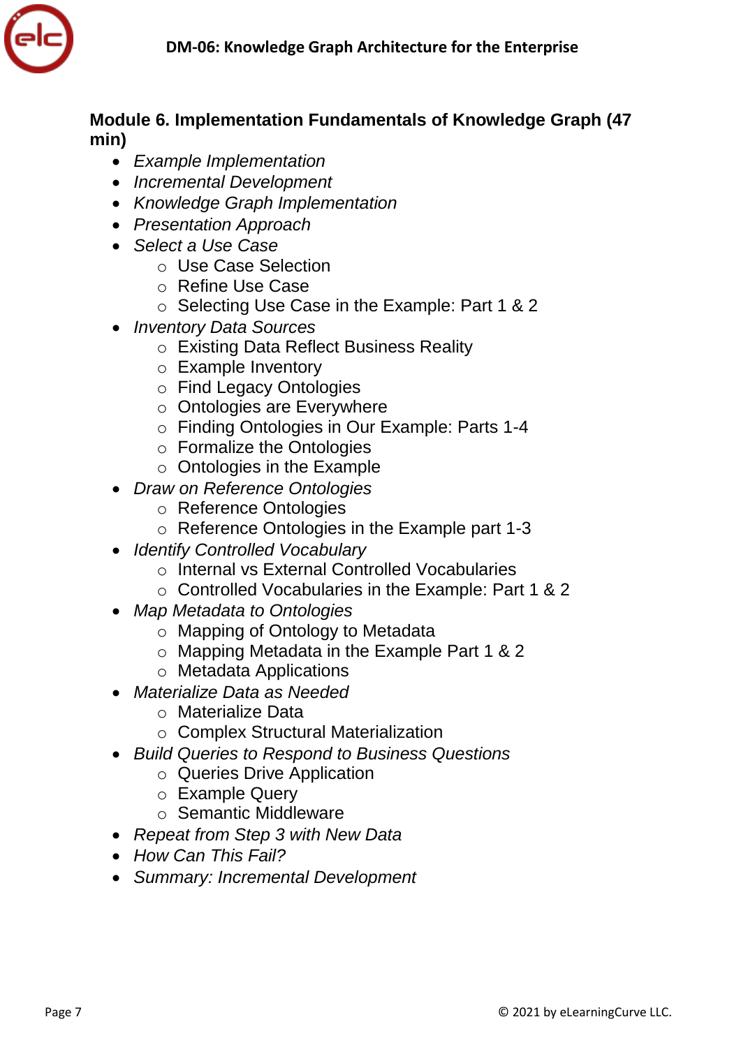## Module 6. Implementation Fundamentals of Knowledge Graph (47 min)

- *Example Implementation*
- *Incremental Development*
- *Knowledge Graph Implementation*
- *Presentation Approach*
- *Select a Use Case*
  - Use Case Selection
  - Refine Use Case
  - Selecting Use Case in the Example: Part 1 & 2
- *Inventory Data Sources*
  - Existing Data Reflect Business Reality
  - Example Inventory
  - Find Legacy Ontologies
  - Ontologies are Everywhere
  - Finding Ontologies in Our Example: Parts 1-4
  - Formalize the Ontologies
  - Ontologies in the Example
- *Draw on Reference Ontologies*
  - Reference Ontologies
  - Reference Ontologies in the Example part 1-3
- *Identify Controlled Vocabulary*
  - Internal vs External Controlled Vocabularies
  - Controlled Vocabularies in the Example: Part 1 & 2
- *Map Metadata to Ontologies*
  - Mapping of Ontology to Metadata
  - Mapping Metadata in the Example Part 1 & 2
  - Metadata Applications
- *Materialize Data as Needed*
  - Materialize Data
  - Complex Structural Materialization
- *Build Queries to Respond to Business Questions*
  - Queries Drive Application
  - Example Query
  - Semantic Middleware
- *Repeat from Step 3 with New Data*
- *How Can This Fail?*
- *Summary: Incremental Development*